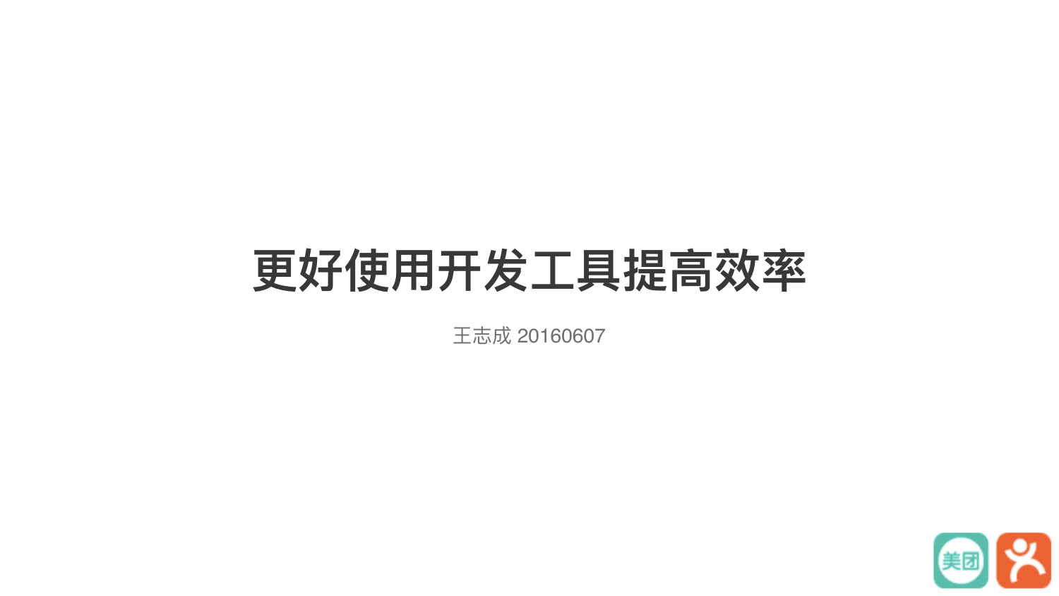# 更好使用开发工具提高效率

王志成 20160607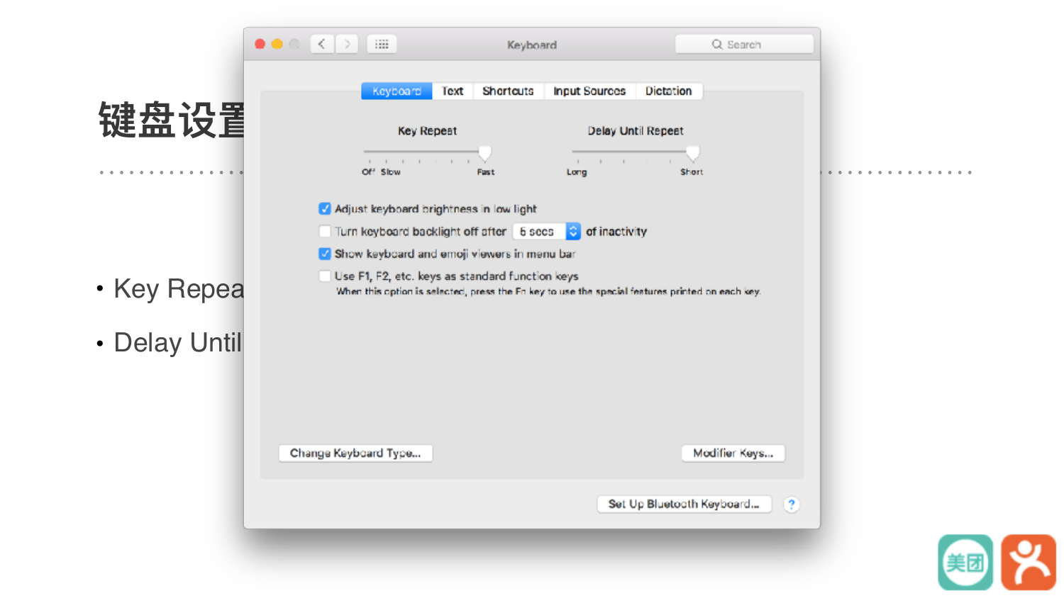# 键盘设置

- Key Repea
- Delay Until

Keyboard

Keyboard | Text | Shortcuts | Input Sources | Dictation

Key Repeat

Off Slow Fast

Delay Until Repeat

Long Short

- [x] Adjust keyboard brightness in low light
- [ ] Turn keyboard backlight off after 5 secs of inactivity
- [x] Show keyboard and emoji viewers in menu bar
- [ ] Use F1, F2, etc. keys as standard function keys

When this option is selected, press the Fn key to use the special features printed on each key.

Change Keyboard Type...

Modifier Keys...

Set Up Bluetooth Keyboard...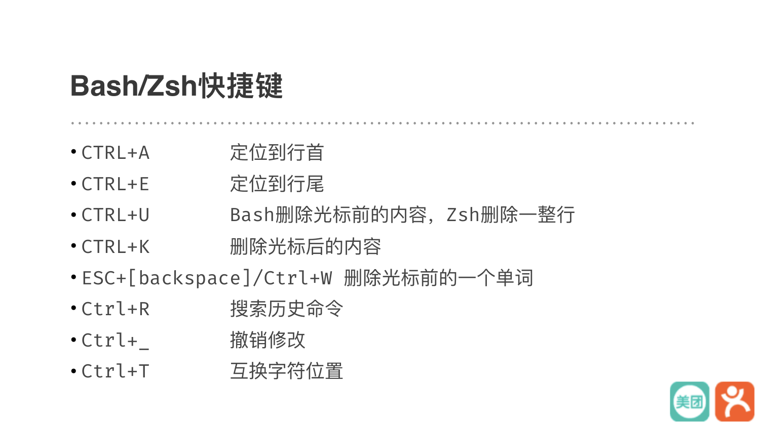# Bash/Zsh快捷键

- CTRL+A　　定位到行首
- CTRL+E　　定位到行尾
- CTRL+U　　Bash删除光标前的内容，Zsh删除一整行
- CTRL+K　　删除光标后的内容
- ESC+[backspace]/Ctrl+W 删除光标前的一个单词
- Ctrl+R　　搜索历史命令
- Ctrl+_　　撤销修改
- Ctrl+T　　互换字符位置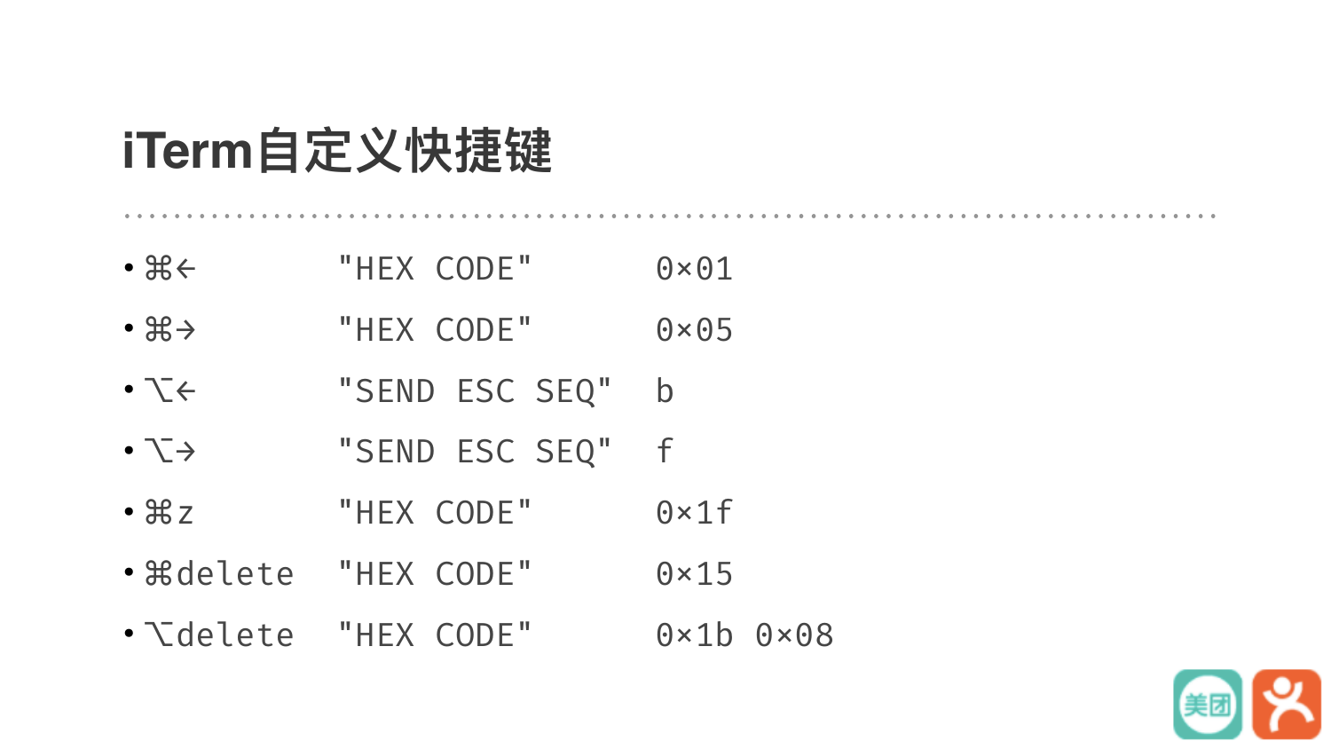# iTerm自定义快捷键

- ⌘←　　"HEX CODE"　　0×01
- ⌘→　　"HEX CODE"　　0×05
- ⌥←　　"SEND ESC SEQ"　　b
- ⌥→　　"SEND ESC SEQ"　　f
- ⌘z　　"HEX CODE"　　0×1f
- ⌘delete　　"HEX CODE"　　0×15
- ⌥delete　　"HEX CODE"　　0×1b 0×08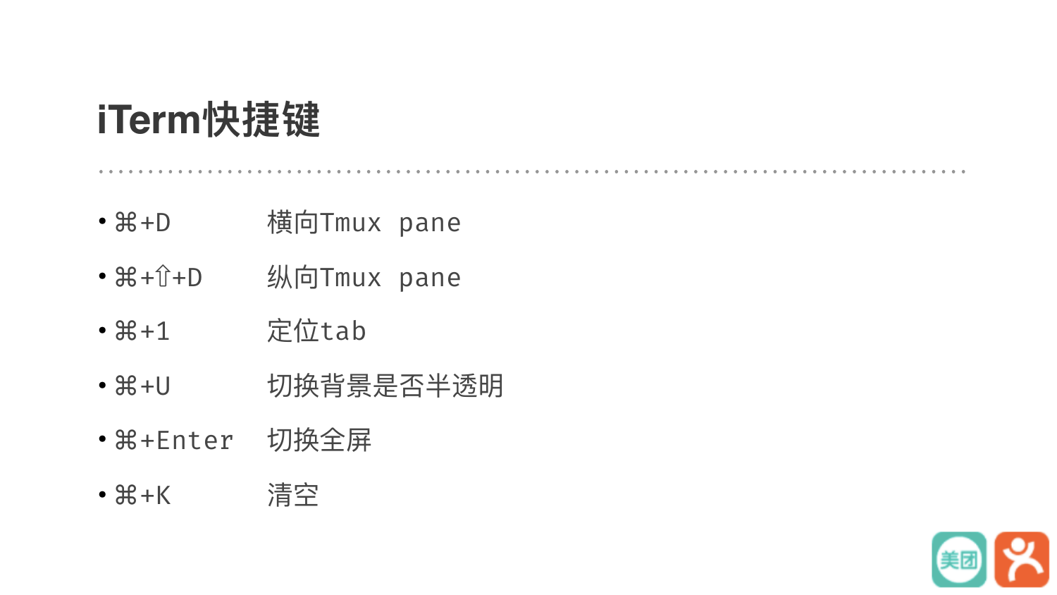# iTerm快捷键

- ⌘+D　　横向Tmux pane
- ⌘+⇧+D　　纵向Tmux pane
- ⌘+1　　定位tab
- ⌘+U　　切换背景是否半透明
- ⌘+Enter　　切换全屏
- ⌘+K　　清空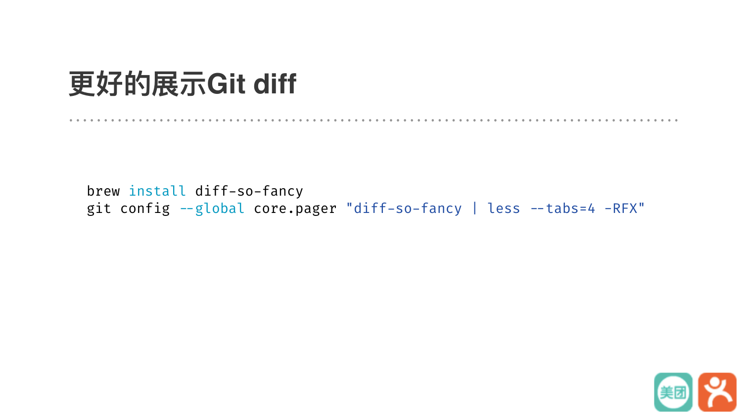# 更好的展示Git diff

```
brew install diff-so-fancy
git config --global core.pager "diff-so-fancy | less --tabs=4 -RFX"
```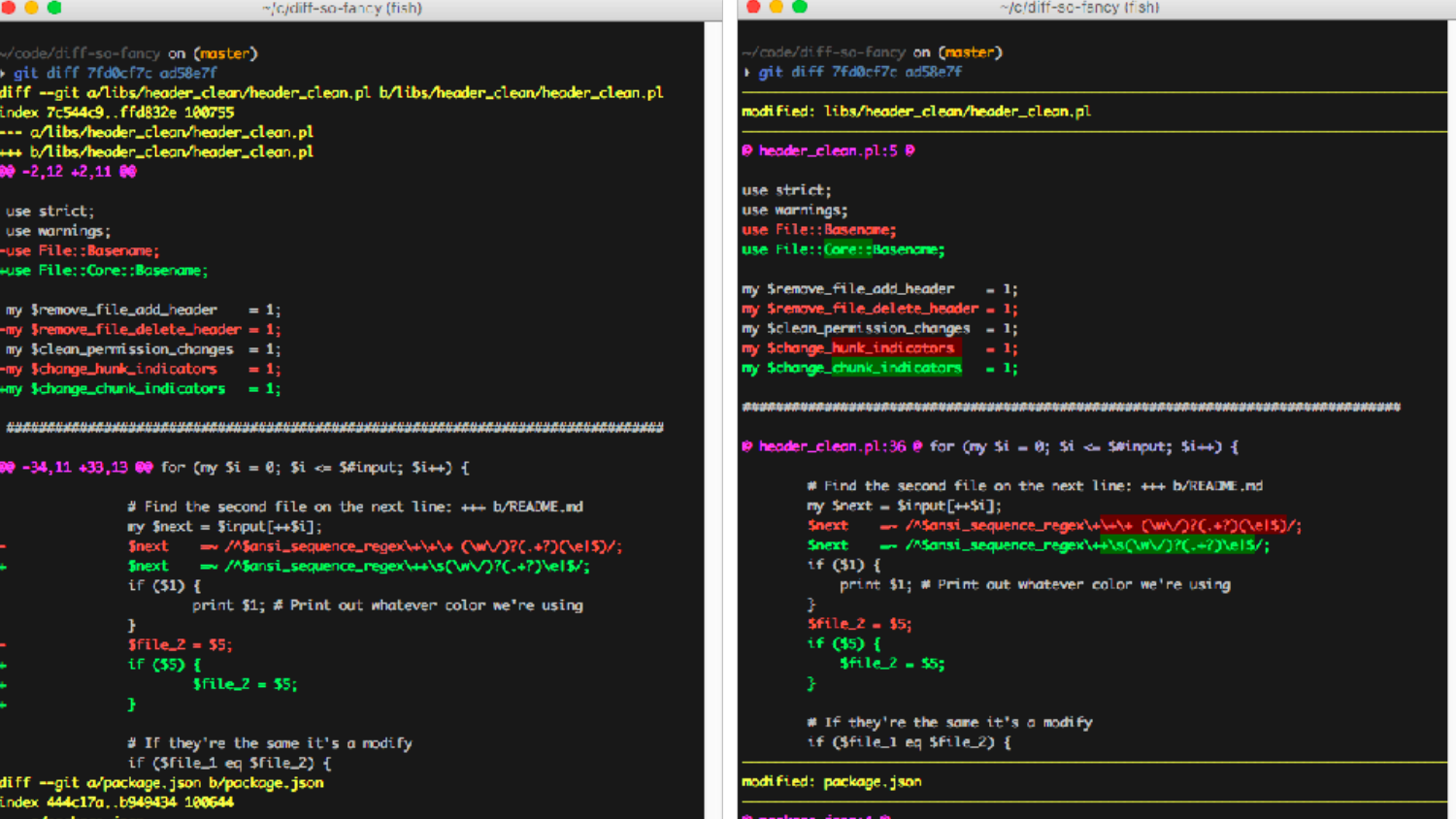```
~/code/diff-so-fancy on (master)
› git diff 7fd0cf7c ad58e7f
diff --git a/libs/header_clean/header_clean.pl b/libs/header_clean/header_clean.pl
index 7c544c9..ffd832e 100755
--- a/libs/header_clean/header_clean.pl
+++ b/libs/header_clean/header_clean.pl
@@ -2,12 +2,11 @@

 use strict;
 use warnings;
-use File::Basename;
+use File::Core::Basename;

 my $remove_file_add_header    = 1;
-my $remove_file_delete_header = 1;
 my $clean_permission_changes  = 1;
-my $change_hunk_indicators    = 1;
+my $change_chunk_indicators   = 1;

 ################################################################################

@@ -34,11 +33,13 @@ for (my $i = 0; $i <= $#input; $i++) {

                # Find the second file on the next line: +++ b/README.md
                my $next = $input[++$i];
-               $next    =~ /^$ansi_sequence_regex\+\+\+ (\w\/)?(.+?)(\e|$)/;
+               $next    =~ /^$ansi_sequence_regex\+\+\s(\w\/)?(.+?)\e|$/;
                if ($1) {
                        print $1; # Print out whatever color we're using
                }
-               $file_2 = $5;
+               if ($5) {
+                       $file_2 = $5;
+               }

                # If they're the same it's a modify
                if ($file_1 eq $file_2) {
diff --git a/package.json b/package.json
index 444c17a..b949434 100644
```

```
~/code/diff-so-fancy on (master)
› git diff 7fd0cf7c ad58e7f

modified: libs/header_clean/header_clean.pl

@ header_clean.pl:5 @

use strict;
use warnings;
use File::Basename;
use File::Core::Basename;

my $remove_file_add_header    = 1;
my $remove_file_delete_header = 1;
my $clean_permission_changes  = 1;
my $change_hunk_indicators    = 1;
my $change_chunk_indicators   = 1;

################################################################################

@ header_clean.pl:36 @ for (my $i = 0; $i <= $#input; $i++) {

        # Find the second file on the next line: +++ b/README.md
        my $next = $input[++$i];
        $next    =~ /^$ansi_sequence_regex\+\+\+ (\w\/)?(.+?)(\e|$)/;
        $next    =~ /^$ansi_sequence_regex\+\+\s(\w\/)?(.+?)\e|$/;
        if ($1) {
            print $1; # Print out whatever color we're using
        }
        $file_2 = $5;
        if ($5) {
            $file_2 = $5;
        }

        # If they're the same it's a modify
        if ($file_1 eq $file_2) {

modified: package.json
```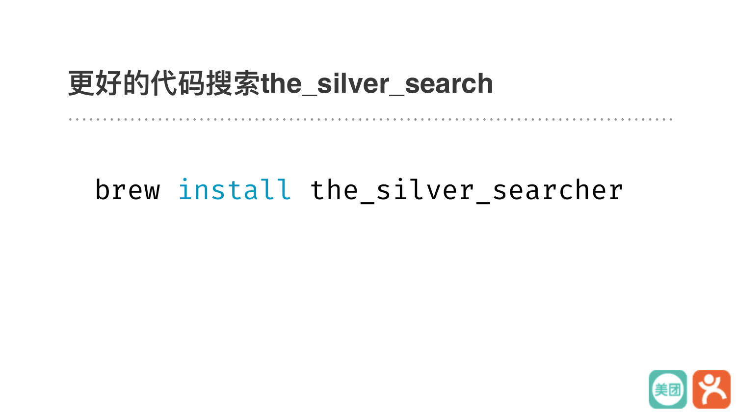## 更好的代码搜索the_silver_search

```
brew install the_silver_searcher
```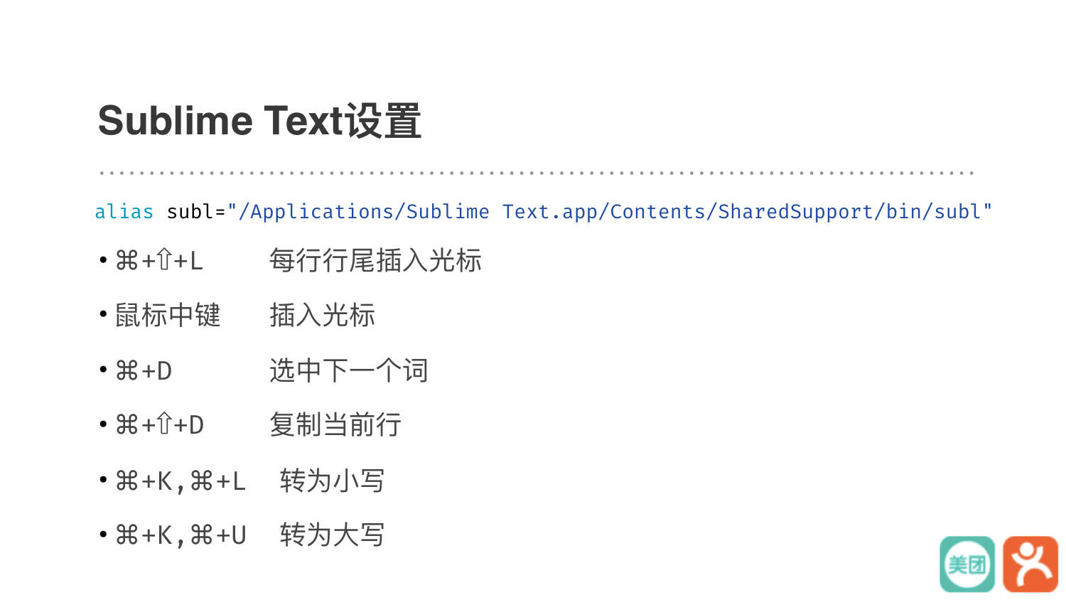# Sublime Text设置

```
alias subl="/Applications/Sublime Text.app/Contents/SharedSupport/bin/subl"
```

- ⌘+⇧+L　　每行行尾插入光标
- 鼠标中键　　插入光标
- ⌘+D　　选中下一个词
- ⌘+⇧+D　　复制当前行
- ⌘+K,⌘+L　　转为小写
- ⌘+K,⌘+U　　转为大写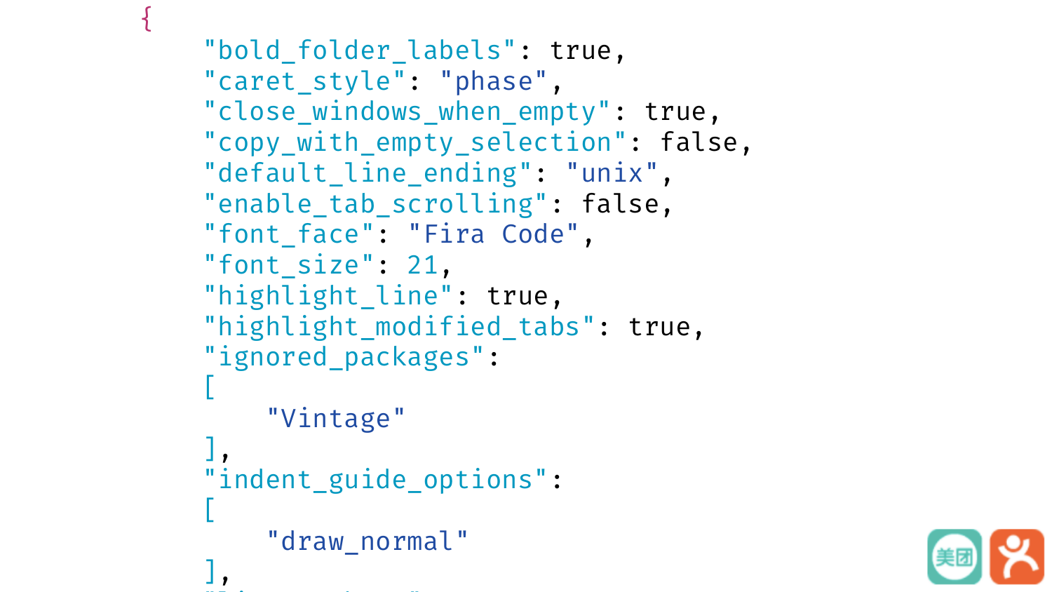```
{
    "bold_folder_labels": true,
    "caret_style": "phase",
    "close_windows_when_empty": true,
    "copy_with_empty_selection": false,
    "default_line_ending": "unix",
    "enable_tab_scrolling": false,
    "font_face": "Fira Code",
    "font_size": 21,
    "highlight_line": true,
    "highlight_modified_tabs": true,
    "ignored_packages":
    [
        "Vintage"
    ],
    "indent_guide_options":
    [
        "draw_normal"
    ],
```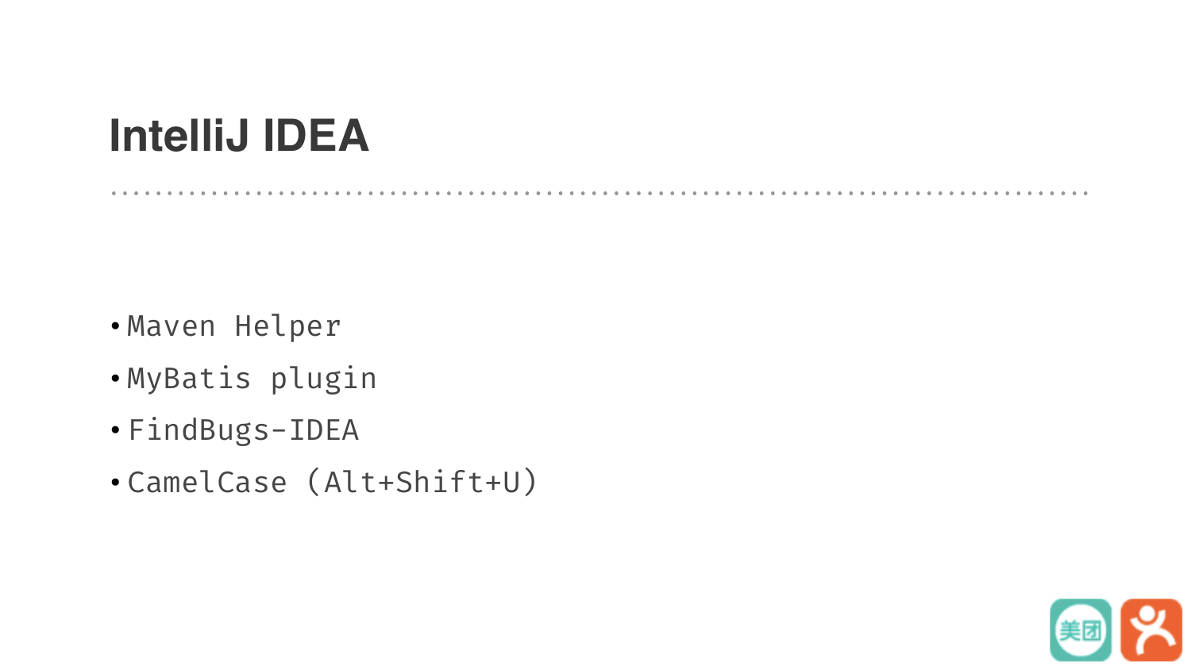# IntelliJ IDEA

- Maven Helper
- MyBatis plugin
- FindBugs-IDEA
- CamelCase (Alt+Shift+U)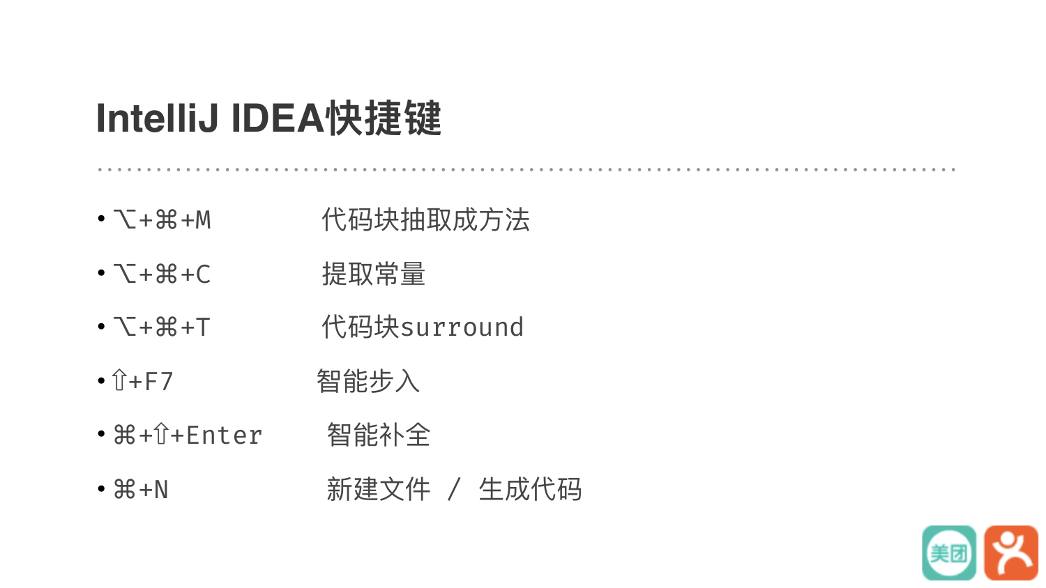# IntelliJ IDEA快捷键

- ⌥+⌘+M　　　　代码块抽取成方法
- ⌥+⌘+C　　　　提取常量
- ⌥+⌘+T　　　　代码块surround
- ⇧+F7　　　　　智能步入
- ⌘+⇧+Enter　　智能补全
- ⌘+N　　　　　新建文件 / 生成代码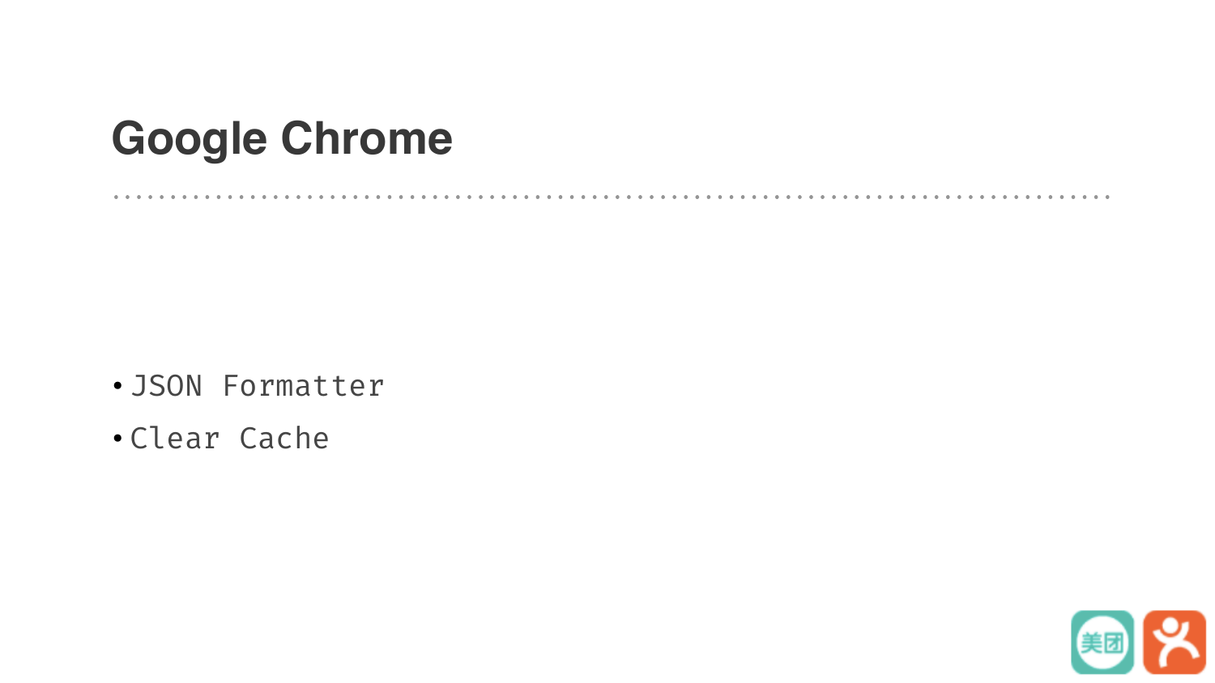# Google Chrome

- JSON Formatter
- Clear Cache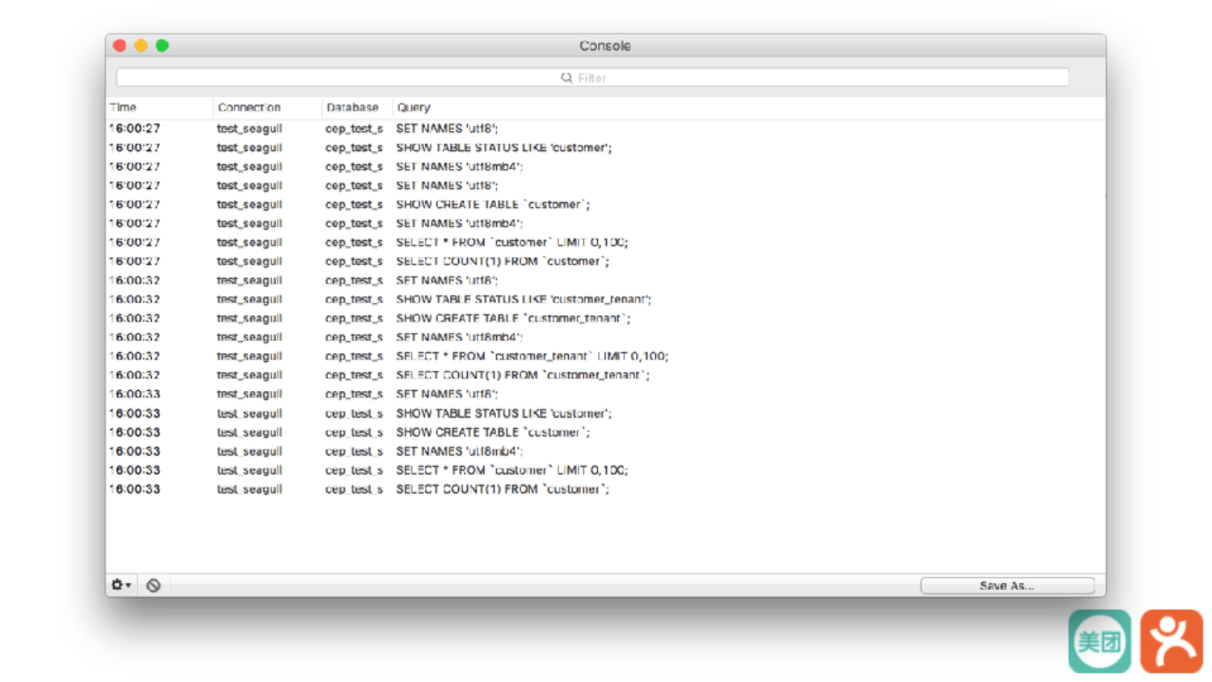Console

| Time | Connection | Database | Query |
|---|---|---|---|
| 16:00:27 | test_seagull | cep_test_s | SET NAMES 'utf8'; |
| 16:00:27 | test_seagull | cep_test_s | SHOW TABLE STATUS LIKE 'customer'; |
| 16:00:27 | test_seagull | cep_test_s | SET NAMES 'utf8mb4'; |
| 16:00:27 | test_seagull | cep_test_s | SET NAMES 'utf8'; |
| 16:00:27 | test_seagull | cep_test_s | SHOW CREATE TABLE `customer`; |
| 16:00:27 | test_seagull | cep_test_s | SET NAMES 'utf8mb4'; |
| 16:00:27 | test_seagull | cep_test_s | SELECT * FROM `customer` LIMIT 0,100; |
| 16:00:27 | test_seagull | cep_test_s | SELECT COUNT(1) FROM `customer`; |
| 16:00:32 | test_seagull | cep_test_s | SET NAMES 'utf8'; |
| 16:00:32 | test_seagull | cep_test_s | SHOW TABLE STATUS LIKE 'customer_tenant'; |
| 16:00:32 | test_seagull | cep_test_s | SHOW CREATE TABLE `customer_tenant`; |
| 16:00:32 | test_seagull | cep_test_s | SET NAMES 'utf8mb4'; |
| 16:00:32 | test_seagull | cep_test_s | SELECT * FROM `customer_tenant` LIMIT 0,100; |
| 16:00:32 | test_seagull | cep_test_s | SELECT COUNT(1) FROM `customer_tenant`; |
| 16:00:33 | test_seagull | cep_test_s | SET NAMES 'utf8'; |
| 16:00:33 | test_seagull | cep_test_s | SHOW TABLE STATUS LIKE 'customer'; |
| 16:00:33 | test_seagull | cep_test_s | SHOW CREATE TABLE `customer`; |
| 16:00:33 | test_seagull | cep_test_s | SET NAMES 'utf8mb4'; |
| 16:00:33 | test_seagull | cep_test_s | SELECT * FROM `customer` LIMIT 0,100; |
| 16:00:33 | test_seagull | cep_test_s | SELECT COUNT(1) FROM `customer`; |

Save As...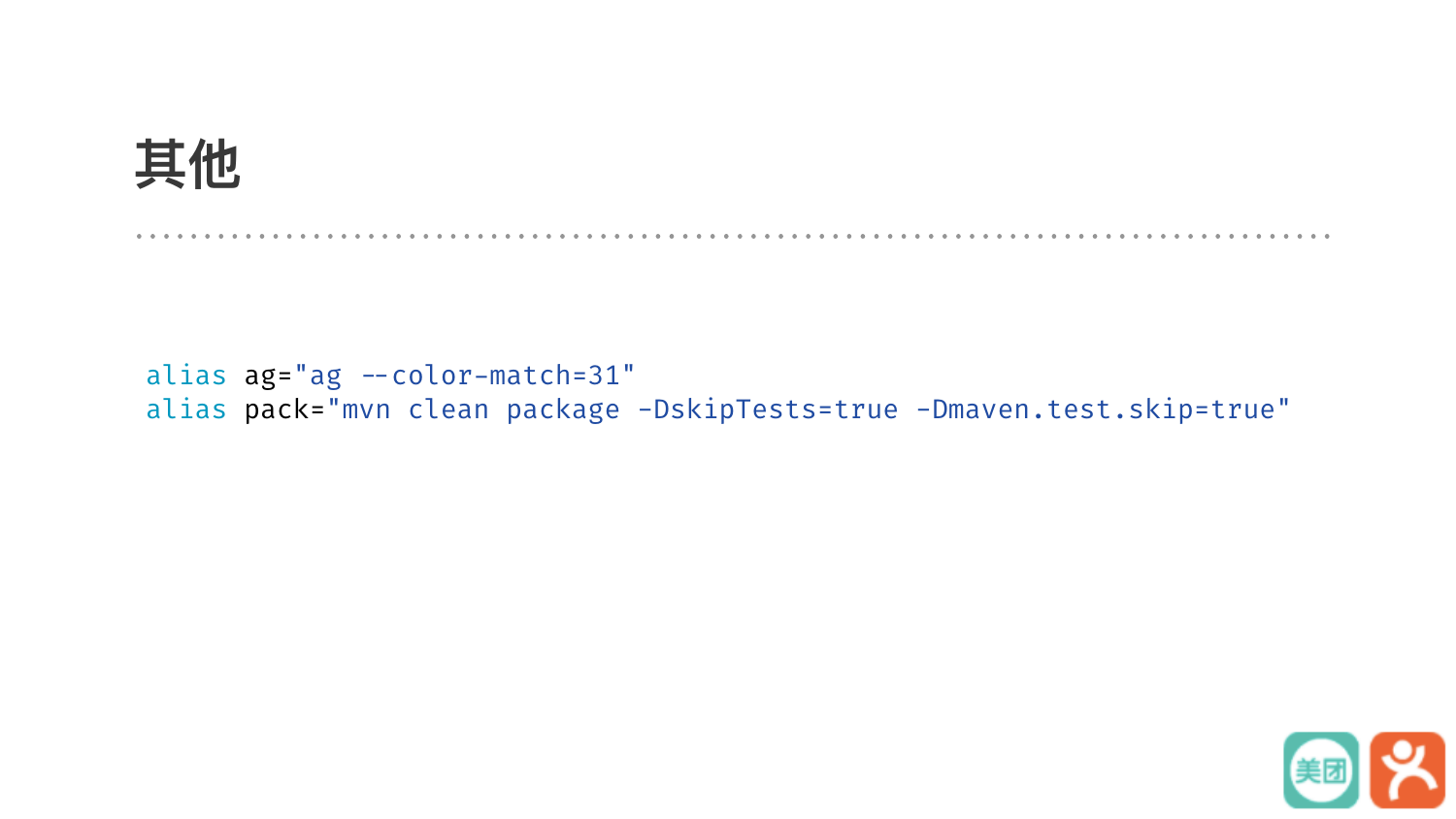# 其他

```
alias ag="ag --color-match=31"
alias pack="mvn clean package -DskipTests=true -Dmaven.test.skip=true"
```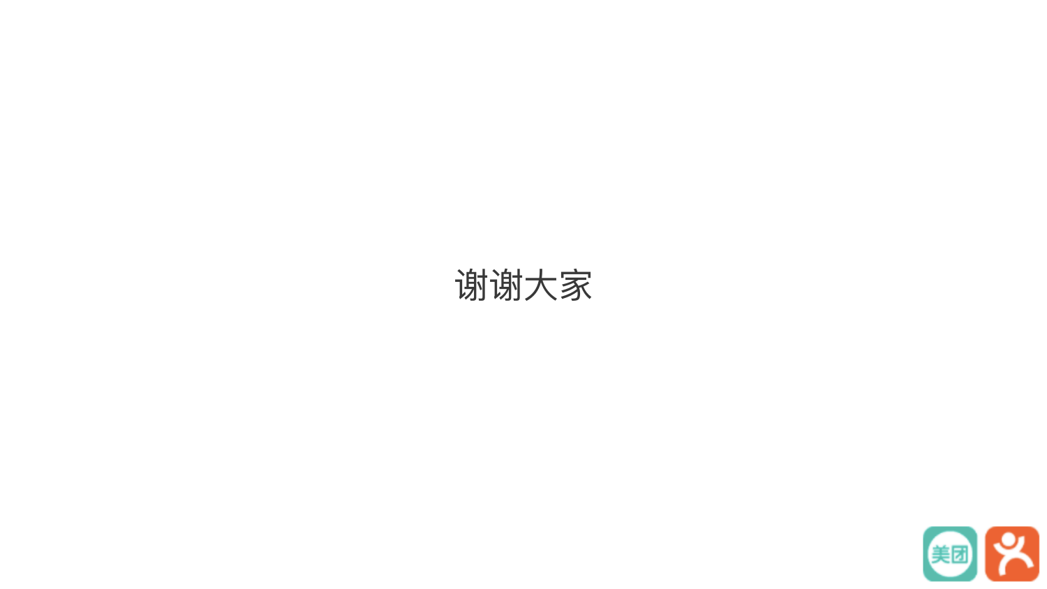谢谢大家